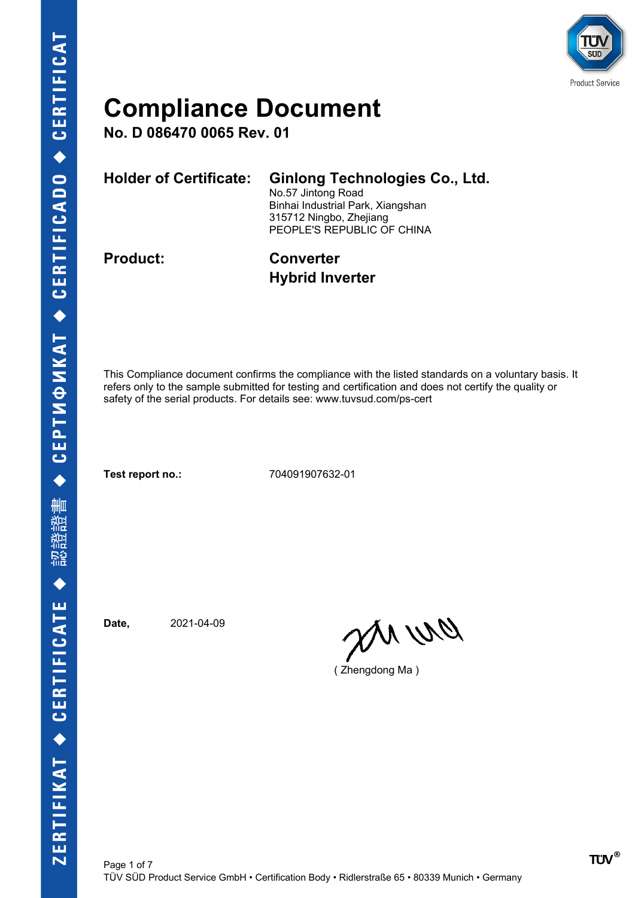# Compliance Document

**No. D 086470 0065 Rev. 01**

**Holder of Certificate:** **Ginlong Technologies Co., Ltd.**
No.57 Jintong Road
Binhai Industrial Park, Xiangshan
315712 Ningbo, Zhejiang
PEOPLE'S REPUBLIC OF CHINA

**Product:** **Converter**
**Hybrid Inverter**

This Compliance document confirms the compliance with the listed standards on a voluntary basis. It refers only to the sample submitted for testing and certification and does not certify the quality or safety of the serial products. For details see: www.tuvsud.com/ps-cert

**Test report no.:** 704091907632-01

**Date,** 2021-04-09

( Zhengdong Ma )

TÜV SÜD Product Service GmbH • Certification Body • Ridlerstraße 65 • 80339 Munich • Germany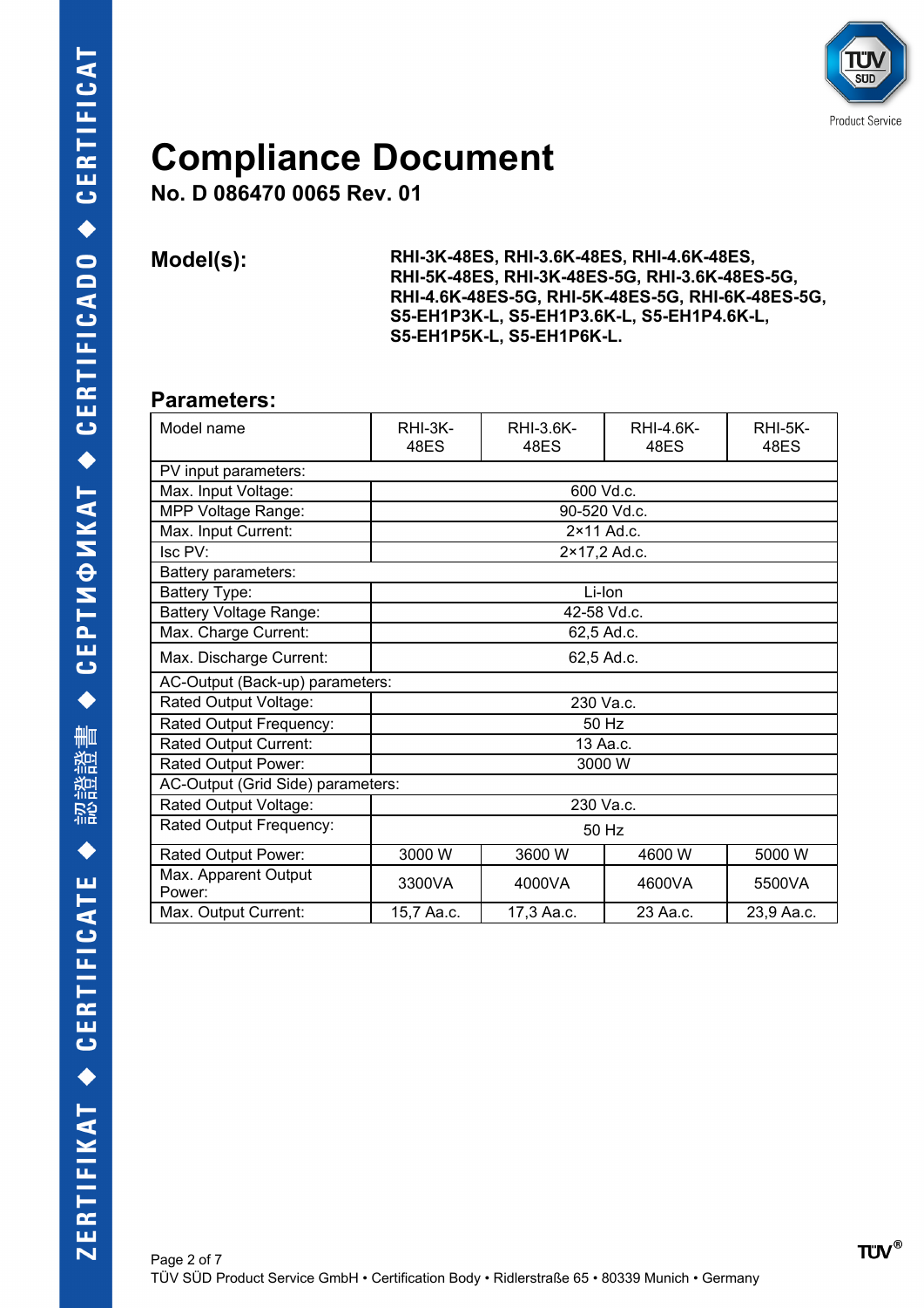# Compliance Document

## No. D 086470 0065 Rev. 01

**Model(s):**

**RHI-3K-48ES, RHI-3.6K-48ES, RHI-4.6K-48ES, RHI-5K-48ES, RHI-3K-48ES-5G, RHI-3.6K-48ES-5G, RHI-4.6K-48ES-5G, RHI-5K-48ES-5G, RHI-6K-48ES-5G, S5-EH1P3K-L, S5-EH1P3.6K-L, S5-EH1P4.6K-L, S5-EH1P5K-L, S5-EH1P6K-L.**

## Parameters:

| Model name | RHI-3K-48ES | RHI-3.6K-48ES | RHI-4.6K-48ES | RHI-5K-48ES |
|---|---|---|---|---|
| PV input parameters: | | | | |
| Max. Input Voltage: | 600 Vd.c. | | | |
| MPP Voltage Range: | 90-520 Vd.c. | | | |
| Max. Input Current: | 2×11 Ad.c. | | | |
| Isc PV: | 2×17,2 Ad.c. | | | |
| Battery parameters: | | | | |
| Battery Type: | Li-Ion | | | |
| Battery Voltage Range: | 42-58 Vd.c. | | | |
| Max. Charge Current: | 62,5 Ad.c. | | | |
| Max. Discharge Current: | 62,5 Ad.c. | | | |
| AC-Output (Back-up) parameters: | | | | |
| Rated Output Voltage: | 230 Va.c. | | | |
| Rated Output Frequency: | 50 Hz | | | |
| Rated Output Current: | 13 Aa.c. | | | |
| Rated Output Power: | 3000 W | | | |
| AC-Output (Grid Side) parameters: | | | | |
| Rated Output Voltage: | 230 Va.c. | | | |
| Rated Output Frequency: | 50 Hz | | | |
| Rated Output Power: | 3000 W | 3600 W | 4600 W | 5000 W |
| Max. Apparent Output Power: | 3300VA | 4000VA | 4600VA | 5500VA |
| Max. Output Current: | 15,7 Aa.c. | 17,3 Aa.c. | 23 Aa.c. | 23,9 Aa.c. |

TÜV SÜD Product Service GmbH • Certification Body • Ridlerstraße 65 • 80339 Munich • Germany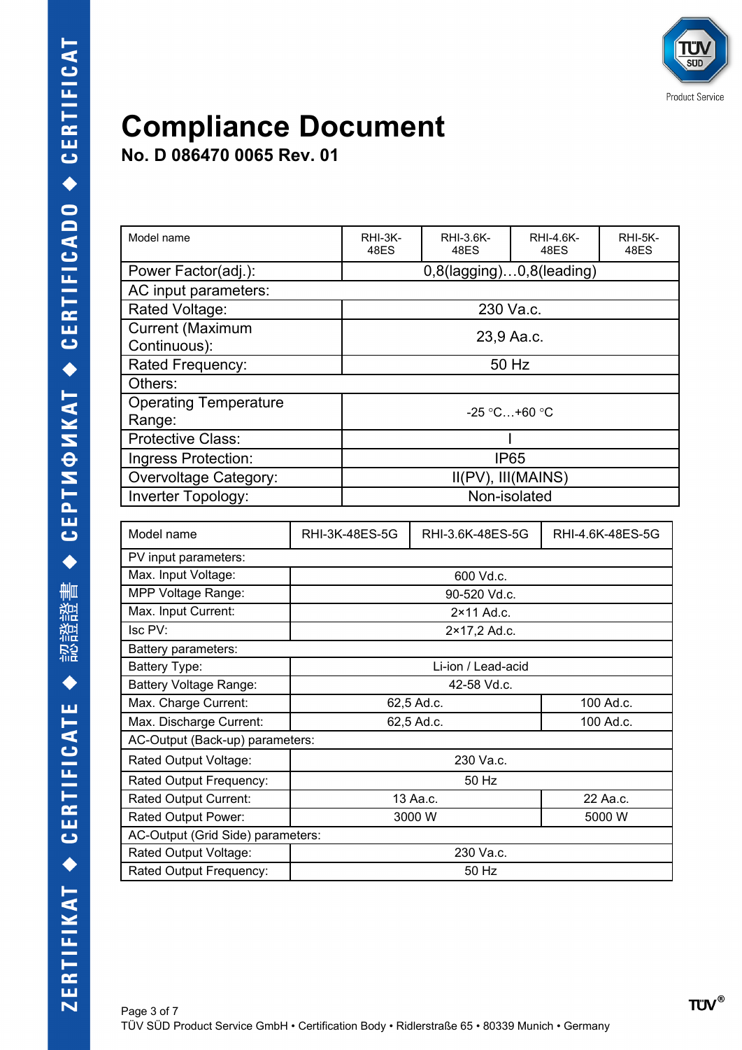# Compliance Document

**No. D 086470 0065 Rev. 01**

| Model name | RHI-3K-48ES | RHI-3.6K-48ES | RHI-4.6K-48ES | RHI-5K-48ES |
|---|---|---|---|---|
| Power Factor(adj.): | 0,8(lagging)…0,8(leading) | | | |
| AC input parameters: | | | | |
| Rated Voltage: | 230 Va.c. | | | |
| Current (Maximum Continuous): | 23,9 Aa.c. | | | |
| Rated Frequency: | 50 Hz | | | |
| Others: | | | | |
| Operating Temperature Range: | -25 °C…+60 °C | | | |
| Protective Class: | I | | | |
| Ingress Protection: | IP65 | | | |
| Overvoltage Category: | II(PV), III(MAINS) | | | |
| Inverter Topology: | Non-isolated | | | |

| Model name | RHI-3K-48ES-5G | RHI-3.6K-48ES-5G | RHI-4.6K-48ES-5G |
|---|---|---|---|
| PV input parameters: | | | |
| Max. Input Voltage: | 600 Vd.c. | | |
| MPP Voltage Range: | 90-520 Vd.c. | | |
| Max. Input Current: | 2×11 Ad.c. | | |
| Isc PV: | 2×17,2 Ad.c. | | |
| Battery parameters: | | | |
| Battery Type: | Li-ion / Lead-acid | | |
| Battery Voltage Range: | 42-58 Vd.c. | | |
| Max. Charge Current: | 62,5 Ad.c. | | 100 Ad.c. |
| Max. Discharge Current: | 62,5 Ad.c. | | 100 Ad.c. |
| AC-Output (Back-up) parameters: | | | |
| Rated Output Voltage: | 230 Va.c. | | |
| Rated Output Frequency: | 50 Hz | | |
| Rated Output Current: | 13 Aa.c. | | 22 Aa.c. |
| Rated Output Power: | 3000 W | | 5000 W |
| AC-Output (Grid Side) parameters: | | | |
| Rated Output Voltage: | 230 Va.c. | | |
| Rated Output Frequency: | 50 Hz | | |

TÜV SÜD Product Service GmbH • Certification Body • Ridlerstraße 65 • 80339 Munich • Germany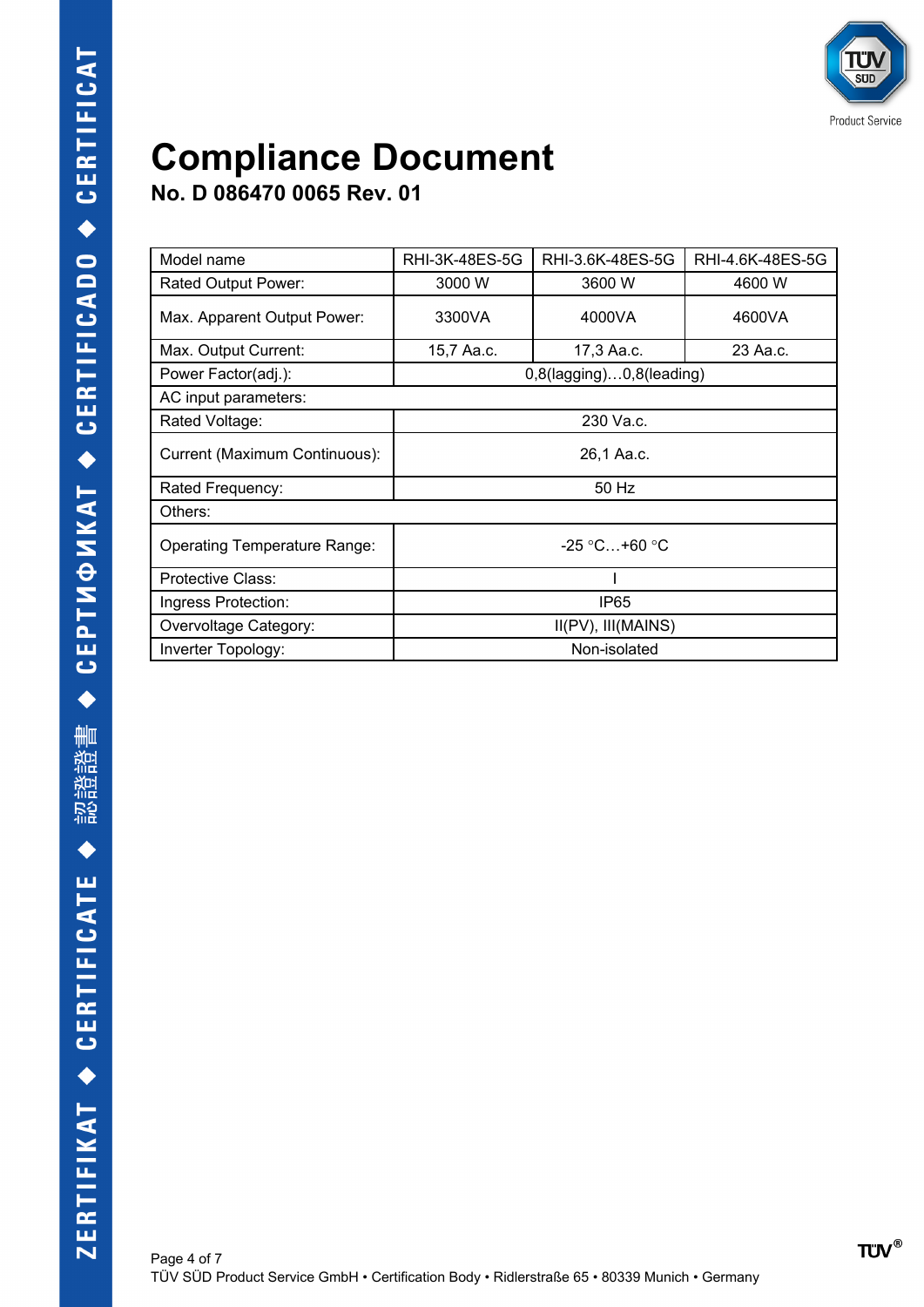# Compliance Document

## No. D 086470 0065 Rev. 01

| Model name | RHI-3K-48ES-5G | RHI-3.6K-48ES-5G | RHI-4.6K-48ES-5G |
|---|---|---|---|
| Rated Output Power: | 3000 W | 3600 W | 4600 W |
| Max. Apparent Output Power: | 3300VA | 4000VA | 4600VA |
| Max. Output Current: | 15,7 Aa.c. | 17,3 Aa.c. | 23 Aa.c. |
| Power Factor(adj.): | 0,8(lagging)…0,8(leading) | | |
| AC input parameters: | | | |
| Rated Voltage: | 230 Va.c. | | |
| Current (Maximum Continuous): | 26,1 Aa.c. | | |
| Rated Frequency: | 50 Hz | | |
| Others: | | | |
| Operating Temperature Range: | -25 °C…+60 °C | | |
| Protective Class: | I | | |
| Ingress Protection: | IP65 | | |
| Overvoltage Category: | II(PV), III(MAINS) | | |
| Inverter Topology: | Non-isolated | | |

TÜV SÜD Product Service GmbH • Certification Body • Ridlerstraße 65 • 80339 Munich • Germany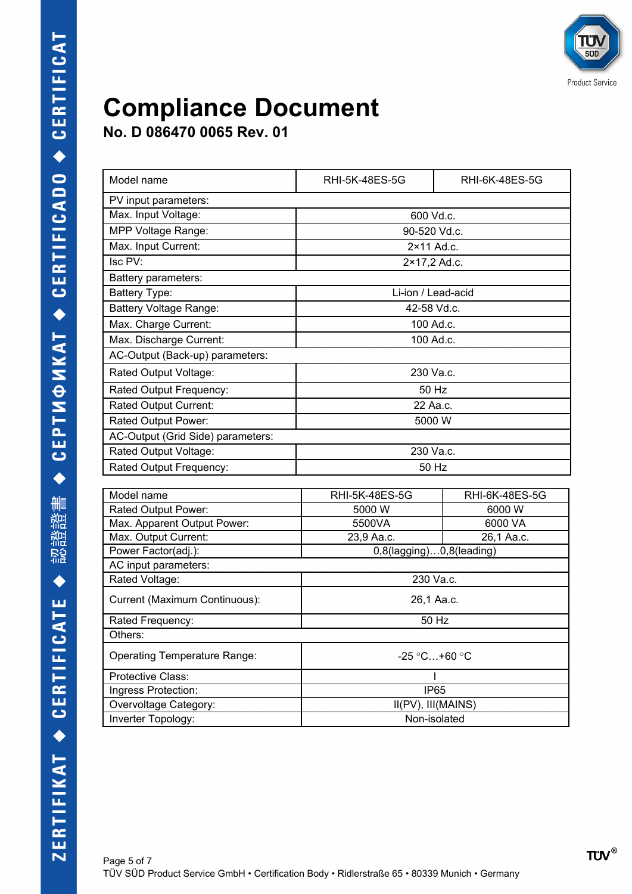# Compliance Document

## No. D 086470 0065 Rev. 01

| Model name | RHI-5K-48ES-5G | RHI-6K-48ES-5G |
|---|---|---|
| PV input parameters: | | |
| Max. Input Voltage: | 600 Vd.c. | |
| MPP Voltage Range: | 90-520 Vd.c. | |
| Max. Input Current: | 2×11 Ad.c. | |
| Isc PV: | 2×17,2 Ad.c. | |
| Battery parameters: | | |
| Battery Type: | Li-ion / Lead-acid | |
| Battery Voltage Range: | 42-58 Vd.c. | |
| Max. Charge Current: | 100 Ad.c. | |
| Max. Discharge Current: | 100 Ad.c. | |
| AC-Output (Back-up) parameters: | | |
| Rated Output Voltage: | 230 Va.c. | |
| Rated Output Frequency: | 50 Hz | |
| Rated Output Current: | 22 Aa.c. | |
| Rated Output Power: | 5000 W | |
| AC-Output (Grid Side) parameters: | | |
| Rated Output Voltage: | 230 Va.c. | |
| Rated Output Frequency: | 50 Hz | |

| Model name | RHI-5K-48ES-5G | RHI-6K-48ES-5G |
|---|---|---|
| Rated Output Power: | 5000 W | 6000 W |
| Max. Apparent Output Power: | 5500VA | 6000 VA |
| Max. Output Current: | 23,9 Aa.c. | 26,1 Aa.c. |
| Power Factor(adj.): | 0,8(lagging)…0,8(leading) | |
| AC input parameters: | | |
| Rated Voltage: | 230 Va.c. | |
| Current (Maximum Continuous): | 26,1 Aa.c. | |
| Rated Frequency: | 50 Hz | |
| Others: | | |
| Operating Temperature Range: | -25 °C…+60 °C | |
| Protective Class: | I | |
| Ingress Protection: | IP65 | |
| Overvoltage Category: | II(PV), III(MAINS) | |
| Inverter Topology: | Non-isolated | |

TÜV SÜD Product Service GmbH • Certification Body • Ridlerstraße 65 • 80339 Munich • Germany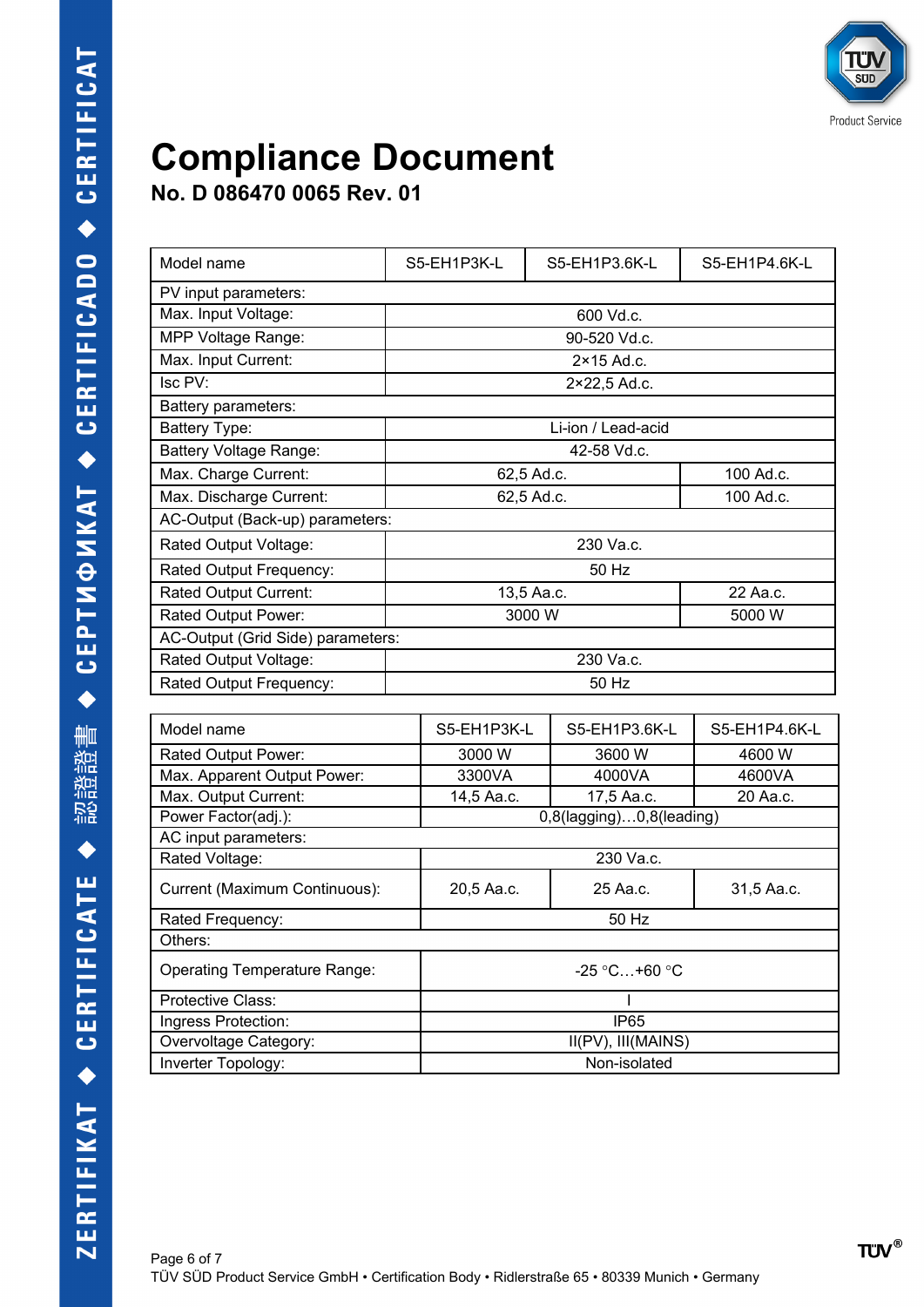# Compliance Document

## No. D 086470 0065 Rev. 01

| Model name | S5-EH1P3K-L | S5-EH1P3.6K-L | S5-EH1P4.6K-L |
|---|---|---|---|
| PV input parameters: | | | |
| Max. Input Voltage: | 600 Vd.c. | | |
| MPP Voltage Range: | 90-520 Vd.c. | | |
| Max. Input Current: | 2×15 Ad.c. | | |
| Isc PV: | 2×22,5 Ad.c. | | |
| Battery parameters: | | | |
| Battery Type: | Li-ion / Lead-acid | | |
| Battery Voltage Range: | 42-58 Vd.c. | | |
| Max. Charge Current: | 62,5 Ad.c. | | 100 Ad.c. |
| Max. Discharge Current: | 62,5 Ad.c. | | 100 Ad.c. |
| AC-Output (Back-up) parameters: | | | |
| Rated Output Voltage: | 230 Va.c. | | |
| Rated Output Frequency: | 50 Hz | | |
| Rated Output Current: | 13,5 Aa.c. | | 22 Aa.c. |
| Rated Output Power: | 3000 W | | 5000 W |
| AC-Output (Grid Side) parameters: | | | |
| Rated Output Voltage: | 230 Va.c. | | |
| Rated Output Frequency: | 50 Hz | | |

| Model name | S5-EH1P3K-L | S5-EH1P3.6K-L | S5-EH1P4.6K-L |
|---|---|---|---|
| Rated Output Power: | 3000 W | 3600 W | 4600 W |
| Max. Apparent Output Power: | 3300VA | 4000VA | 4600VA |
| Max. Output Current: | 14,5 Aa.c. | 17,5 Aa.c. | 20 Aa.c. |
| Power Factor(adj.): | 0,8(lagging)…0,8(leading) | | |
| AC input parameters: | | | |
| Rated Voltage: | 230 Va.c. | | |
| Current (Maximum Continuous): | 20,5 Aa.c. | 25 Aa.c. | 31,5 Aa.c. |
| Rated Frequency: | 50 Hz | | |
| Others: | | | |
| Operating Temperature Range: | -25 °C…+60 °C | | |
| Protective Class: | I | | |
| Ingress Protection: | IP65 | | |
| Overvoltage Category: | II(PV), III(MAINS) | | |
| Inverter Topology: | Non-isolated | | |

TÜV SÜD Product Service GmbH • Certification Body • Ridlerstraße 65 • 80339 Munich • Germany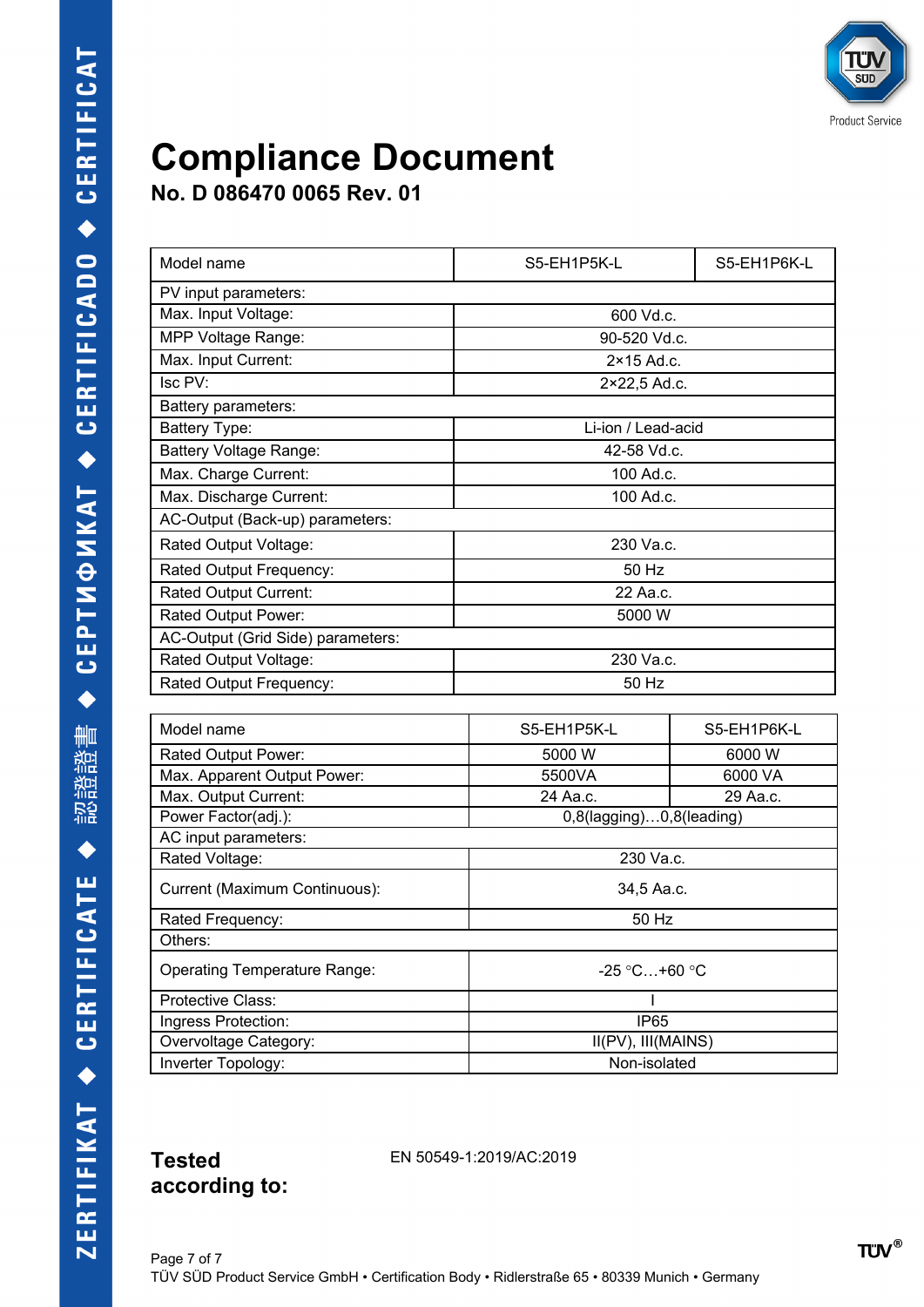# Compliance Document

## No. D 086470 0065 Rev. 01

| Model name | S5-EH1P5K-L | S5-EH1P6K-L |
|---|---|---|
| PV input parameters: | | |
| Max. Input Voltage: | 600 Vd.c. | |
| MPP Voltage Range: | 90-520 Vd.c. | |
| Max. Input Current: | 2×15 Ad.c. | |
| Isc PV: | 2×22,5 Ad.c. | |
| Battery parameters: | | |
| Battery Type: | Li-ion / Lead-acid | |
| Battery Voltage Range: | 42-58 Vd.c. | |
| Max. Charge Current: | 100 Ad.c. | |
| Max. Discharge Current: | 100 Ad.c. | |
| AC-Output (Back-up) parameters: | | |
| Rated Output Voltage: | 230 Va.c. | |
| Rated Output Frequency: | 50 Hz | |
| Rated Output Current: | 22 Aa.c. | |
| Rated Output Power: | 5000 W | |
| AC-Output (Grid Side) parameters: | | |
| Rated Output Voltage: | 230 Va.c. | |
| Rated Output Frequency: | 50 Hz | |

| Model name | S5-EH1P5K-L | S5-EH1P6K-L |
|---|---|---|
| Rated Output Power: | 5000 W | 6000 W |
| Max. Apparent Output Power: | 5500VA | 6000 VA |
| Max. Output Current: | 24 Aa.c. | 29 Aa.c. |
| Power Factor(adj.): | 0,8(lagging)…0,8(leading) | |
| AC input parameters: | | |
| Rated Voltage: | 230 Va.c. | |
| Current (Maximum Continuous): | 34,5 Aa.c. | |
| Rated Frequency: | 50 Hz | |
| Others: | | |
| Operating Temperature Range: | -25 °C…+60 °C | |
| Protective Class: | I | |
| Ingress Protection: | IP65 | |
| Overvoltage Category: | II(PV), III(MAINS) | |
| Inverter Topology: | Non-isolated | |

**Tested according to:** EN 50549-1:2019/AC:2019

TÜV SÜD Product Service GmbH • Certification Body • Ridlerstraße 65 • 80339 Munich • Germany